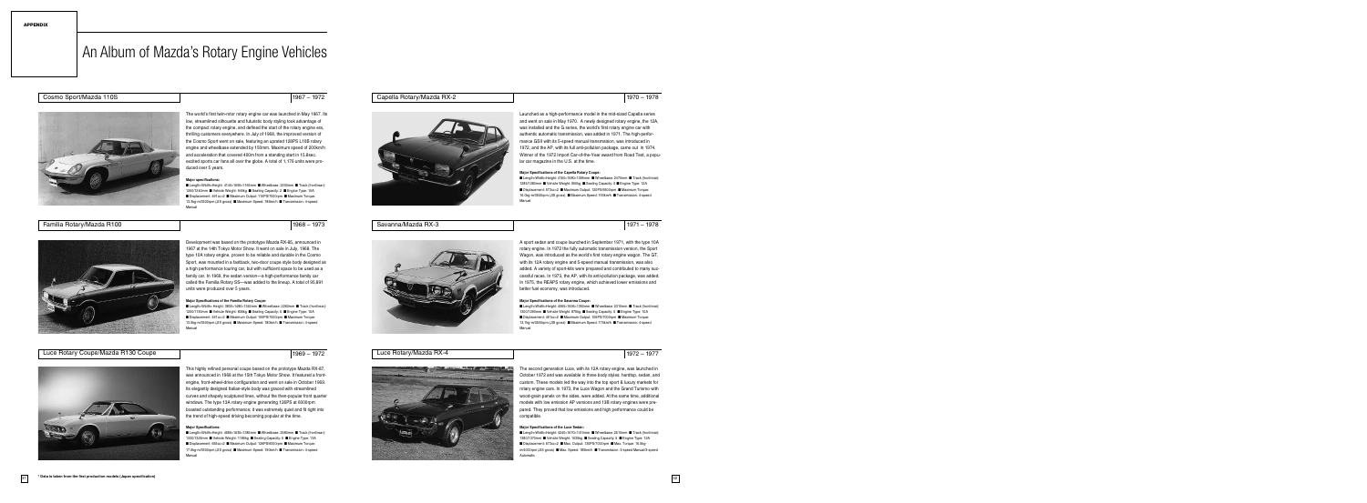APPENDIX

# An Album of Mazda's Rotary Engine Vehicles

## Cosmo Sport/Mazda 110S

1967 – 1972

The world's first twin-rotor rotary engine car was launched in May 1967. Its low, streamlined silhouette and futuristic body styling took advantage of the compact rotary engine, and defined the start of the rotary engine era, thrilling customers everywhere. In July of 1968, the improved version of the Cosmo Sport went on sale, featuring an uprated 128PS L10B rotary engine and wheelbase extended by 150mm. Maximum speed of 200km/h and acceleration that covered 400m from a standing start in 15.8sec. excited sports car fans all over the globe. A total of 1,176 units were produced over 5 years.

**Major specifications:**

■ Length/Width/Height: 4140/1595/1165mm ■ Wheelbase: 2200mm ■ Track (front/rear): 1250/1240mm ■ Vehicle Weight: 940kg ■ Seating Capacity: 2 ■ Engine Type: 10A ■ Displacement: 491cc×2 ■ Maximum Output: 110PS/7000rpm ■ Maximum Torque: 13.3kg-m/3500rpm (JIS gross) ■ Maximum Speed: 185km/h ■ Transmission: 4-speed Manual

## Familia Rotary/Mazda R100

1968 – 1973

Development was based on the prototype Mazda RX-85, announced in 1967 at the 14th Tokyo Motor Show. It went on sale in July, 1968. The type 10A rotary engine, proven to be reliable and durable in the Cosmo Sport, was mounted in a fastback, two-door coupe style body designed as a high performance touring car, but with sufficient space to be used as a family car. In 1969, the sedan version—a high-performance family car called the Familia Rotary SS—was added to the lineup. A total of 95,891 units were produced over 5 years.

**Major Specifications of the Familia Rotary Coupe:**

■ Length/Width/Height: 3830/1480/1345mm ■ Wheelbase: 2260mm ■ Track (front/rear): 1200/1190mm ■ Vehicle Weight: 805kg ■ Seating Capacity: 5 ■ Engine Type: 10A ■ Displacement: 491cc×2 ■ Maximum Output: 100PS/7000rpm ■ Maximum Torque: 13.5kg-m/3500rpm (JIS gross) ■ Maximum Speed: 180km/h ■ Transmission: 4-speed Manual

## Luce Rotary Coupe/Mazda R130 Coupe

1969 – 1972

This highly refined personal coupe based on the prototype Mazda RX-87, was announced in 1968 at the 15th Tokyo Motor Show. It featured a front-engine, front-wheel-drive configuration and went on sale in October 1969. Its elegantly designed Italian-style body was graced with streamlined curves and sharply sculptured lines, without the then-popular front quarter windows. The type 13A rotary engine generating 126PS at 6000rpm boasted outstanding performance; it was extremely quiet and fit right into the trend of high-speed driving becoming popular at the time.

**Major Specifications:**

■ Length/Width/Height: 4585/1635/1385mm ■ Wheelbase: 2580mm ■ Track (front/rear): 1330/1325mm ■ Vehicle Weight: 1185kg ■ Seating Capacity: 5 ■ Engine Type: 13A ■ Displacement: 655cc×2 ■ Maximum Output: 126PS/6000rpm ■ Maximum Torque: 17.5kg-m/3500rpm (JIS gross) ■ Maximum Speed: 190km/h ■ Transmission: 4-speed Manual

## Capella Rotary/Mazda RX-2

1970 – 1978

Launched as a high-performance model in the mid-sized Capella series and went on sale in May 1970. A newly designed rotary engine, the 12A, was installed and the G-series, the world's first rotary engine car with authentic automatic transmission, was added in 1971. The high-performance GSII with its 5-speed manual transmission, was introduced in 1972, and the AP, with its full anti-pollution package, came out in 1974. Winner of the 1972 Import Car-of-the-Year award from Road Test, a popular car magazine in the U.S. at the time.

**Major Specifications of the Capella Rotary Coupe:**

■ Length/Width/Height: 4150/1580/1395mm ■ Wheelbase: 2470mm ■ Track (front/rear): 1285/1280mm ■ Vehicle Weight: 890kg ■ Seating Capacity: 5 ■ Engine Type: 12A ■ Displacement: 573cc×2 ■ Maximum Output: 120PS/6500rpm ■ Maximum Torque: 16.0kg-m/3500rpm (JIS gross) ■ Maximum Speed: 190km/h ■ Transmission: 4-speed Manual

## Savanna/Mazda RX-3

1971 – 1978

A sport sedan and coupe launched in September 1971, with the type 10A rotary engine. In 1972 the fully automatic transmission version, the Sport Wagon, was introduced as the world's first rotary engine wagon. The GT, with its 12A rotary engine and 5-speed manual transmission, was also added. A variety of sport-kits were prepared and contributed to many successful races. In 1973, the AP, with its anti-pollution package, was added. In 1975, the REAPS rotary engine, which achieved lower emissions and better fuel economy, was introduced.

**Major Specifications of the Savanna Coupe:**

■ Length/Width/Height: 4065/1595/1350mm ■ Wheelbase: 2310mm ■ Track (front/rear): 1300/1290mm ■ Vehicle Weight: 875kg ■ Seating Capacity: 5 ■ Engine Type: 10A ■ Displacement: 491cc×2 ■ Maximum Output: 105PS/7000rpm ■ Maximum Torque: 13.7kg-m/3500rpm (JIS gross) ■ Maximum Speed: 175km/h ■ Transmission: 4-speed Manual

## Luce Rotary/Mazda RX-4

1972 – 1977

The second generation Luce, with its 12A rotary engine, was launched in October 1972 and was available in three body styles: hardtop, sedan, and custom. These models led the way into the top sport & luxury markets for rotary engine cars. In 1973, the Luce Wagon and the Grand Turismo with wood-grain panels on the sides, were added. At the same time, additional models with low emission AP versions and 13B rotary engines were prepared. They proved that low emissions and high performance could be compatible.

**Major Specifications of the Luce Sedan:**

■ Length/Width/Height: 4240/1670/1410mm ■ Wheelbase: 2510mm ■ Track (front/rear): 1380/1370mm ■ Vehicle Weight: 1035kg ■ Seating Capacity: 5 ■ Engine Type: 12A ■ Displacement: 573cc×2 ■ Max. Output: 130PS/7000rpm ■ Max. Torque: 16.0kg-m/4000rpm (JIS gross) ■ Max. Speed: 185km/h ■ Transmission: 5-speed Manual/3-speed Automatic

* Data is taken from the first production models (Japan specification)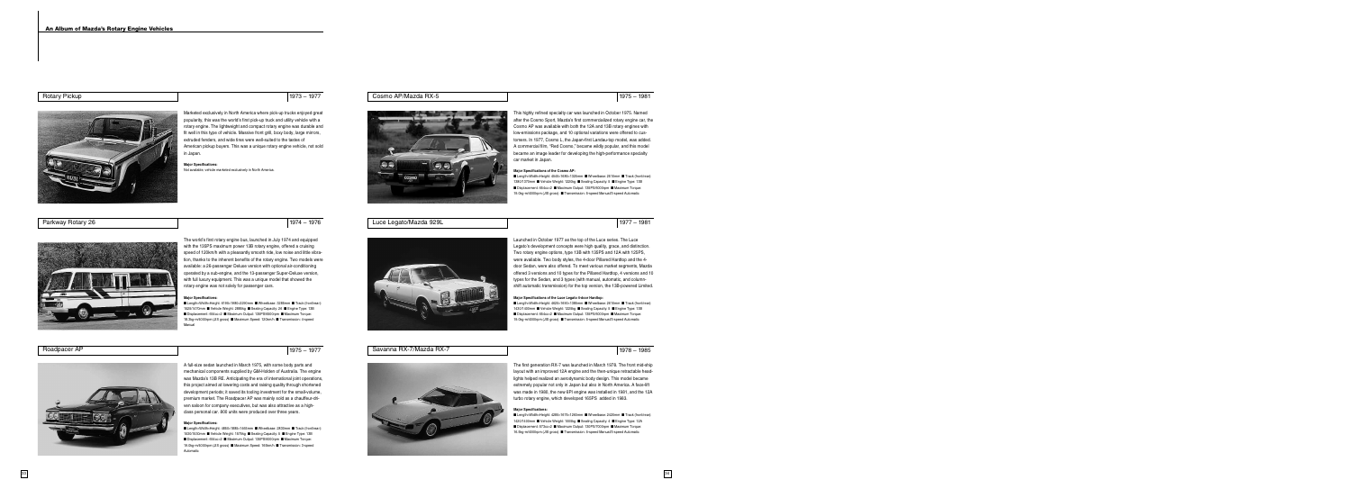# An Album of Mazda's Rotary Engine Vehicles

## Rotary Pickup

1973 – 1977

Marketed exclusively in North America where pick-up trucks enjoyed great popularity, this was the world's first pick-up truck and utility vehicle with a rotary engine. The lightweight and compact rotary engine was durable and fit well in this type of vehicle. Massive front grill, boxy body, large mirrors, extruded fenders, and wide tires were well-suited to the tastes of American pickup buyers. This was a unique rotary engine vehicle, not sold in Japan.

**Major Specifications:**
Not available: vehicle marketed exclusively in North America.

## Parkway Rotary 26

1974 – 1976

The world's first rotary engine bus, launched in July 1974 and equipped with the 135PS maximum power 13B rotary engine, offered a cruising speed of 120km/h with a pleasantly smooth ride, low noise and little vibration, thanks to the inherent benefits of the rotary engine. Two models were available: a 26-passenger Deluxe version with optional air-conditioning operated by a sub-engine, and the 13-passenger Super-Deluxe version, with full luxury equipment. This was a unique model that showed the rotary engine was not solely for passenger cars.

**Major Specifications:**
■ Length×Width×Height: 6195×1980×2290mm ■ Wheelbase: 3285mm ■ Track (front/rear): 1650/1470mm ■ Vehicle Weight: 2850kg ■ Seating Capacity: 26 ■ Engine Type: 13B ■ Displacement: 654cc×2 ■ Maximum Output: 135PS/6500rpm ■ Maximum Torque: 18.3kg-m/4000rpm (JIS gross) ■ Maximum Speed: 120km/h ■ Transmission: 4-speed Manual

## Roadpacer AP

1975 – 1977

A full-size sedan launched in March 1975, with some body parts and mechanical components supplied by GM-Holden of Australia. The engine was Mazda's 13B RE. Anticipating the era of international joint operations, this project aimed at lowering costs and raising quality through shortened development periods; it saved do tooling investment for the small-volume, premium market. The Roadpacer AP was mainly sold as a chauffeur-driven saloon for company executives, but was also attractive as a high-class personal car. 800 units were produced over three years.

**Major Specifications:**
■ Length×Width×Height: 4850×1885×1465mm ■ Wheelbase: 2830mm ■ Track (front/rear): 1530/1530mm ■ Vehicle Weight: 1575kg ■ Seating Capacity: 5 ■ Engine Type: 13B ■ Displacement: 654cc×2 ■ Maximum Output: 135PS/6000rpm ■ Maximum Torque: 19.0kg-m/4000rpm (JIS gross) ■ Maximum Speed: 165km/h ■ Transmission: 3-speed Automatic

## Cosmo AP/Mazda RX-5

1975 – 1981

This highly refined specialty car was launched in October 1975. Named after the Cosmo Sport, Mazda's first commercialized rotary engine car, the Cosmo AP was available with both the 12A and 13B rotary engines with low-emissions package, and 10 optional variations were offered to customers. In 1977, Cosmo L, the Japan-first Landau-top model, was added. A commercial film, "Red Cosmo," became wildly popular, and this model became an image leader for developing the high-performance specialty car market in Japan.

**Major Specifications of the Cosmo AP:**
■ Length×Width×Height: 4545×1685×1325mm ■ Wheelbase: 2510mm ■ Track (front/rear): 1380/1370mm ■ Vehicle Weight: 1225kg ■ Seating Capacity: 5 ■ Engine Type: 13B ■ Displacement: 654cc×2 ■ Maximum Output: 135PS/6000rpm ■ Maximum Torque: 19.0kg-m/4000rpm (JIS gross) ■ Transmission: 5-speed Manual/3-speed Automatic

## Luce Legato/Mazda 929L

1977 – 1981

Launched in October 1977 as the top of the Luce series. The Luce Legato's development concepts were high quality, grace, and distinction. Two rotary engine options, type 13B with 135PS and 12A with 125PS, were available. Two body styles, the 4-door Pillared Hardtop and the 4-door Sedan, were also offered. To meet various market segments, Mazda offered 3 versions and 10 types for the Pillared Hardtop, 4 versions and 10 types for the Sedan, and 3 types (with manual, automatic, and column-shift automatic transmission) for the top version, the 13B-powered Limited.

**Major Specifications of the Luce Legato 4-door Hardtop:**
■ Length×Width×Height: 4625×1690×1385mm ■ Wheelbase: 2610mm ■ Track (front/rear): 1420/1400mm ■ Vehicle Weight: 1230kg ■ Seating Capacity: 5 ■ Engine Type: 13B ■ Displacement: 654cc×2 ■ Maximum Output: 135PS/6000rpm ■ Maximum Torque: 19.0kg-m/4000rpm (JIS gross) ■ Transmission: 5-speed Manual/3-speed Automatic

## Savanna RX-7/Mazda RX-7

1978 – 1985

The first generation RX-7 was launched in March 1978. The front mid-ship layout with an improved 12A engine and the then-unique retractable headlights helped realized an aerodynamic body design. This model became extremely popular not only in Japan but also in North America. A face-lift was made in 1980, the new EFI engine was installed in 1981, and the 12A turbo rotary engine, which developed 165PS, added in 1983.

**Major Specifications:**
■ Length×Width×Height: 4285×1675×1260mm ■ Wheelbase: 2420mm ■ Track (front/rear): 1420/1400mm ■ Vehicle Weight: 1005kg ■ Seating Capacity: 4 ■ Engine Type: 12A ■ Displacement: 573cc×2 ■ Maximum Output: 130PS/7000rpm ■ Maximum Torque: 16.5kg-m/4000rpm (JIS gross) ■ Transmission: 5-speed Manual/3-speed Automatic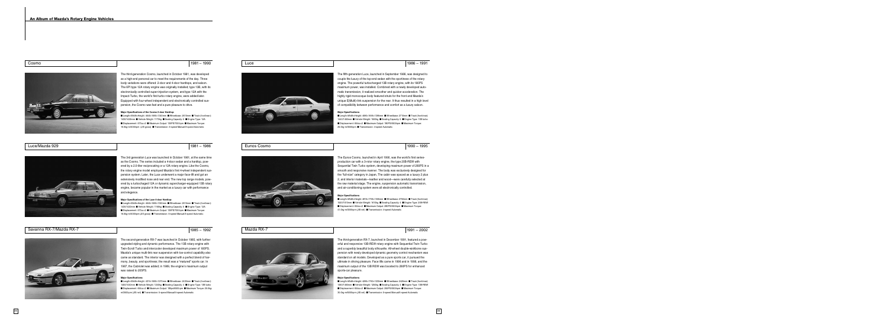## An Album of Mazda's Rotary Engine Vehicles

### Cosmo

1981 – 1990

The third-generation Cosmo, launched in October 1981, was developed as a high-end personal car to meet the requirements of the day. Three body variations were offered: 2-door and 4-door hardtops, and saloon. The 6PI type 12A rotary engine was originally installed; type 13B, with its electronically controlled super-injection system, and type 12A with the Impact-Turbo, the world's first turbo rotary engine, were added later. Equipped with four-wheel independent and electronically controlled suspension, the Cosmo was fast and a pure pleasure to drive.

**Major Specifications of the Cosmo 2-door Hardtop:**

■ Length/Width/Height: 4640/1690/1340mm ■ Wheelbase: 2615mm ■ Track (front/rear): 1430/1420mm ■ Vehicle Weight: 1170kg ■ Seating Capacity: 5 ■ Engine Type: 12A ■ Displacement: 573cc×2 ■ Maximum Output: 130PS/7000rpm ■ Maximum Torque: 16.5kg-m/4000rpm (JIS gross) ■ Transmission: 5-speed Manual/3-speed Automatic

### Luce/Mazda 929

1981 – 1986

The 3rd generation Luce was launched in October 1981, at the same time as the Cosmo. The series included a 4-door sedan and a hardtop, powered by a 2.0-liter reciprocating or a 12A rotary engine. Like the Cosmo, the rotary engine model employed Mazda's first 4-wheel independent suspension system. Later, the Luce underwent a major face-lift and got an extensively modified nose and rear end. The new top range models, powered by a turbocharged 12A or dynamic supercharger-equipped 13B rotary engine, became popular in the market as a luxury car with performance and elegance.

**Major Specifications of the Luce 4-door Hardtop:**

■ Length/Width/Height: 4640/1690/1360mm ■ Wheelbase: 2615mm ■ Track (front/rear): 1430/1420mm ■ Vehicle Weight: 1165kg ■ Seating Capacity: 5 ■ Engine Type: 12A ■ Displacement: 573cc×2 ■ Maximum Output: 130PS/7000rpm ■ Maximum Torque: 16.5kg-m/4000rpm (JIS gross) ■ Transmission: 5-speed Manual/3-speed Automatic

### Savanna RX-7/Mazda RX-7

1985 – 1992

The second-generation RX-7 was launched in October 1985, with further upgraded styling and dynamic performance. The 13B rotary engine with Twin-Scroll Turbo and intercooler developed maximum power of 185PS. Mazda's unique multi-link rear suspension with toe-control capability also came as standard. The interior was designed with a perfect blend of harmony, beauty, and sportiness: the result was a "matured" sports car. In 1987, the Cabriolet was added; in 1989, the engine's maximum output was raised to 205PS.

**Major Specifications:**

■ Length/Width/Height: 4310/1690/1270mm ■ Wheelbase: 2430mm ■ Track (front/rear): 1450/1440mm ■ Vehicle Weight: 1240kg ■ Seating Capacity: 4 ■ Engine Type: 13B turbo ■ Displacement: 654cc×2 ■ Maximum Output: 185ps/6500rpm ■ Maximum Torque: 25.0kg-m/3500rpm (JIS net) ■ Transmission: 5-speed Manual/4-speed Automatic

### Luce

1986 – 1991

The fifth-generation Luce, launched in September 1986, was designed to couple the luxury of the top-end sedan with the sportiness of the rotary engine. The powerful turbocharged 13B rotary engine, with its 180PS maximum power, was installed. Combined with a newly developed automatic transmission, it realized smoother and quicker acceleration. The highly rigid monocoque body featured struts for the front and Mazda's unique E(Multi)-link suspension for the rear. It thus resulted in a high level of compatibility between performance and comfort as a luxury saloon.

**Major Specifications:**

■ Length/Width/Height: 4690/1695/1395mm ■ Wheelbase: 2710mm ■ Track (front/rear): 1440/1450mm ■ Vehicle Weight: 1600kg ■ Seating Capacity: 5 ■ Engine Type: 13B turbo ■ Displacement: 654cc×2 ■ Maximum Output: 180PS/6500rpm ■ Maximum Torque: 25.0kg-m/3500rpm ■ Transmission: 4-speed Automatic

### Eunos Cosmo

1990 – 1995

The Eunos Cosmo, launched in April 1990, was the world's first series-production car with a 3-rotor rotary engine, the type 20B-REW with Sequential Twin Turbo system, developing maximum power of 280PS in a smooth and responsive manner. The body was exclusively designed for the "full-size" category in Japan. The cabin was spaced as a luxury 2 plus 2, and interior materials—leather and wood—were carefully selected at the raw material stage. The engine, suspension automatic transmission, and air-conditioning system were all electronically controlled.

**Major Specifications:**

■ Length/Width/Height: 4815/1795/1305mm ■ Wheelbase: 2750mm ■ Track (front/rear): 1520/1510mm ■ Vehicle Weight: 1610kg ■ Seating Capacity: 4 ■ Engine Type: 20B-REW ■ Displacement: 654cc×3 ■ Maximum Output: 280PS/6500rpm ■ Maximum Torque: 41.0kg-m/3000rpm (JIS net) ■ Transmission: 4-speed Automatic

### Mazda RX-7

1991 – 2002

The third-generation RX-7, launched in December 1991, featured a powerful and responsive 13B-REW rotary engine with Sequential Twin-Turbo and a superbly beautiful body silhouette. All-wheel double-wishbone suspension with newly developed dynamic geometry control mechanism was standard on all models. Developed as a pure sports car, it pursued the ultimate in driving pleasure. Face lifts came in 1996 and in 1998, and the maximum output of the 13B-REW was boosted to 280PS for enhanced sports-car pleasure.

**Major Specifications:**

■ Length/Width/Height: 4285/1760/1230mm ■ Wheelbase: 2425mm ■ Track (front/rear): 1460/1460mm ■ Vehicle Weight: 1260kg ■ Seating Capacity: 4 ■ Engine Type: 13B-REW ■ Displacement: 654cc×2 ■ Maximum Output: 280PS/6500rpm ■ Maximum Torque: 30.0kg-m/5000rpm (JIS net) ■ Transmission: 5-speed Manual/4-speed Automatic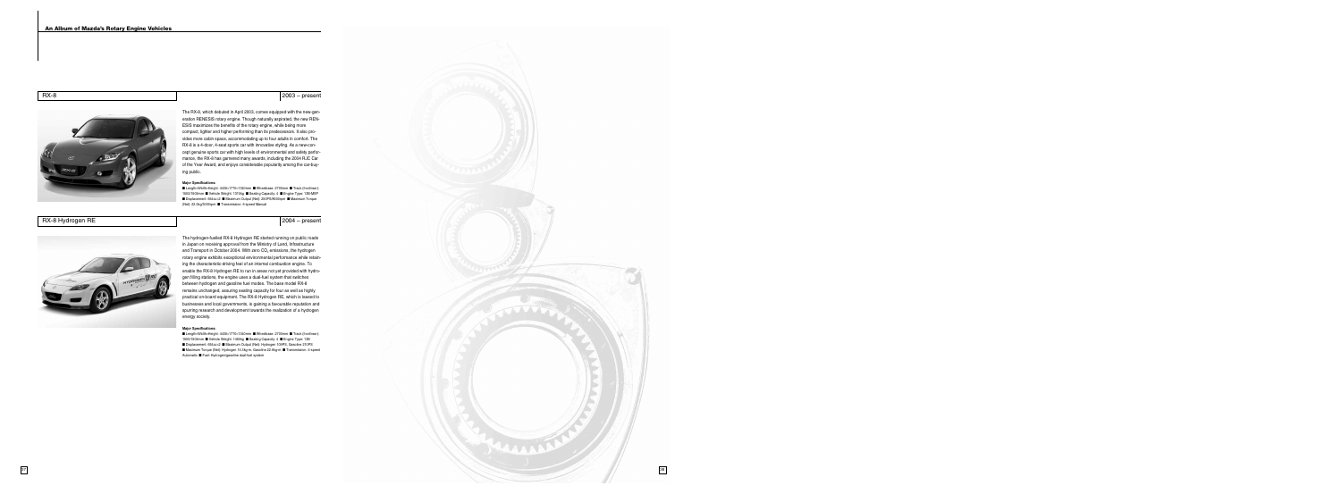## RX-8

2003 – present

The RX-8, which debuted in April 2003, comes equipped with the new-generation RENESIS rotary engine. Though naturally aspirated, the new RENESIS maximizes the benefits of the rotary engine, while being more compact, lighter and higher performing than its predecessors. It also provides more cabin space, accommodating up to four adults in comfort. The RX-8 is a 4-door, 4-seat sports car with innovative styling. As a new-concept genuine sports car with high levels of environmental and safety performance, the RX-8 has garnered many awards, including the 2004 RJC Car of the Year Award, and enjoys considerable popularity among the car-buying public.

**Major Specifications:**

■ Length×Width×Height: 4435×1770×1340mm ■ Wheelbase: 2700mm ■ Track (front/rear): 1500/1505mm ■ Vehicle Weight: 1310kg ■ Seating Capacity: 4 ■ Engine Type: 13B-MSP ■ Displacement: 654cc×2 ■ Maximum Output (Net): 250PS/8500rpm ■ Maximum Torque (Net): 22.0kg/5500rpm ■ Transmission: 6-speed Manual

## RX-8 Hydrogen RE

2004 – present

The hydrogen-fuelled RX-8 Hydrogen RE started running on public roads in Japan on receiving approval from the Ministry of Land, Infrastructure and Transport in October 2004. With zero $CO_2$ emissions, the hydrogen rotary engine exhibits exceptional environmental performance while retaining the characteristic driving feel of an internal combustion engine. To enable the RX-8 Hydrogen RE to run in areas not yet provided with hydrogen filling stations, the engine uses a dual-fuel system that switches between hydrogen and gasoline fuel modes. The base model RX-8 remains unchanged, assuring seating capacity for four as well as highly practical on-board equipment. The RX-8 Hydrogen RE, which is leased to businesses and local governments, is gaining a favourable reputation and spurring research and development towards the realization of a hydrogen energy society.

**Major Specifications:**

■ Length×Width×Height: 4435×1770×1340mm ■ Wheelbase: 2700mm ■ Track (front/rear): 1500/1505mm ■ Vehicle Weight: 1460kg ■ Seating Capacity: 4 ■ Engine Type: 13B ■ Displacement: 654cc×2 ■ Maximum Output (Net): Hydrogen 109PS; Gasoline 210PS ■ Maximum Torque (Net): Hydrogen 14.0kg-m; Gasoline 22.6kg-m ■ Transmission: 4-speed Automatic ■ Fuel: Hydrogen/gasoline dual-fuel system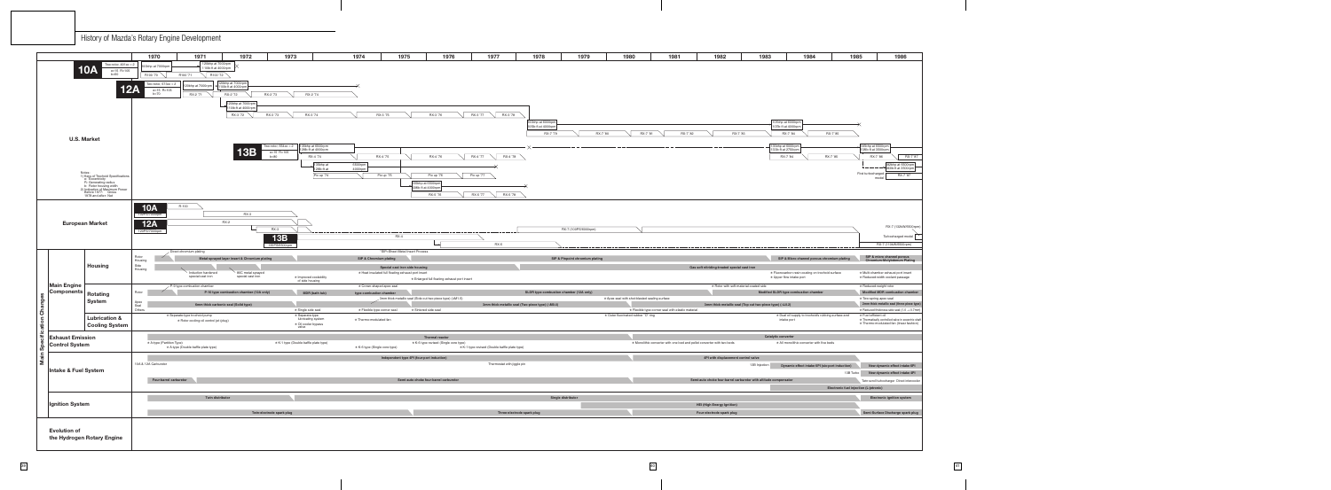# History of Mazda's Rotary Engine Development

| | 1970 | 1971 | 1972 | 1973 | 1974 | 1975 | 1976 | 1977 | 1978 | 1979 | 1980 | 1981 | 1982 | 1983 | 1984 | 1985 | 1986 |
|---|---|---|---|---|---|---|---|---|---|---|---|---|---|---|---|---|---|
| **U.S. Market** | | | | | | | | | | | | | | | | | |
| 10A (Two rotor, 491cc × 2; cu.in. Pc 60 (ndl)) | 90bhp at 7000rpm; R100 '70 | R100 '71; 100bhp at 7000rpm | 110bhp at 7000rpm; R100 '72 | | | | | | | | | | | | | | |
| 12A (Two rotor, 573cc × 2; cu.in. Pc 105 (rc)) | 100bhp at 7000rpm | RX-2 '71 | RX-2 '72; 97bhp at 6500rpm; RX-3 '72; 110bhp at 6000rpm | RX-2 '73; RX-3 '73 | RX-2 '74; RX-3 '74 | RX-3 '75 | RX-3 '76 | RX-3 '77 | RX-3 '78; 100bhp at 6000rpm; 105lb-ft at 4000rpm | RX-7 '79 | RX-7 '80 | RX-7 '81 | RX-7 '82 | RX-7 '83; 101bhp at 6000rpm; 107lb-ft at 4000rpm | RX-7 '84; RX-7 '85 | | |
| 13B (Two rotor, 654cc × 2; cu.in. Pc 80 (ndl)) | | | | | RX-4 '74; 120bhp at 6000rpm; 125lb-ft at 4000rpm; 110bhp at 6000rpm; 118lb-ft; Pick-up '74 | RX-4 '75; Pick-up '75 | RX-4 '76; Pick-up '76; 110bhp at 6000rpm; 118lb-ft at 4000rpm; RX-5 '76 | RX-4 '77; Pick-up '77; RX-5 '77 | RX-4 '78; RX-5 '78 | | | | | | RX-7 '84; 135bhp at 6000rpm; 133lb-ft at 2750rpm | RX-7 '85 | RX-7 '86; 146hp at 6500rpm; 138lb-ft at 3500rpm; RX-7 '87; 182hp at 6500rpm; 183lb-ft at 3500rpm; First turbocharged model; RX-7 '87 |
| **European Market** | | | | | | | | | | | | | | | | | |
| 10A (100PS/7000rpm) | R-100 | | RX-3 | | | | | | | | | | | | | | |
| 12A (120PS/7000rpm) | | | RX-2 | RX-3 | | | | | | RX-7 (105PS/6000rpm) | | | | | | | RX-7 (150kW/6500rpm) |
| 13B (125PS/6000rpm) | | | | | RX-4 | | | RX-5 | | | | | | | | | Turbocharged model; RX-7 (135kW/6500rpm) |

Notes:
1) Keys of Testbed Specifications
   a: Carburetor(s)
   R: Generating radius
   e: Rotor housing width
2) Indication of Maximum Power: Before 1975 … Gross; 1978 and after: Net

## Main Specification Changes

### Main Engine Components

**Housing**

- Rotor Housing: Direct chromium plating → Metal-sprayed layer insert & Chromium plating → SIP & Chromium plating → TIP(Steel Sheet Insert Process) → SIP & Pinpoint chromium plating → SIP & Silicon chilled porous chromium plating → SIP & micro channel porous Chromium-Molybdenum Plating
- Side Housing: Induction hardened special cast iron → MSC metal sprayed special cast iron → Improved castability of side housing → Special cast iron side housing → Heat insulated full floating exhaust port insert → Enlarged full floating exhaust port insert → Gas soft nitriding-treated special cast iron → Peripheral and side port combination / Flame-sprayed treatment coating on machined surface; Bypass flow intake port → Multi-chamber exhaust port insert; Reduced width coolant passage

**Rotating System**

- Rotor: P-II type combustion chamber → P-III type combustion chamber (13A only) → MDR (both lob) type combustion chamber → Cocoon shaped apex seal → MLDR type combustion chamber (12A only) → Rotor with anti-material coated side → Modified MLDR type combustion chamber → Reduced weight rotor; Modified MDR combustion chamber
- Apex Seal: 6mm thick carbonic seal (Solid type) → 3mm thick metallic seal (Flat-cut two piece type) (12A/13) → 3mm thick metallic seal (Two piece type) (13B-S) → Apex seal with chill-blasted sealing surface → 3mm thick metallic seal (Top cut two piece type) (12A-3) → Flexible type corner seal with plastic material → 2mm thick metallic seal (three piece type)
- Others: Flexible type corner seal; Sintered side seal; Cone Seal material rubber "O" ring; Twin spring apex seal; Reduced thickness side seal (1.0 → 0.7mm)

**Lubrication & Cooling System**

- Separate type lubricating; Rotor cooling oil control jet (plug) → Separate type lubricating system; Oil cooler by-pass valve → Thermo-modulated fan → Dual oil supply to constantly rubbing surface and intake port → Fuel additive oil; Thermostatic control motor in ceramic seal; Thermo-modulated fan (three tone/tuned)

### Exhaust Emission Control System

- A type (Partition Type); A type (Double baffle plate type) → K-1 type (Double baffle plate type) → K-II type (Single core type) → Thermal reactor: K-II type revised (Single core type); K-1 type revised (Double baffle plate type) → Catalytic converter: Monolithic converter with one bed and pellet converter with two beds → All monolithic converter with two beds

### Intake & Fuel System

- 10A & 13A Carburetor → Independent type IPI (Intercept port induction) → Thermostat with toggle pin → 6PI with displacement control valve → 13B Injection; Dynamic effect intake 6PI (six port induction) → New dynamic effect intake 6PI; 13B Turbo: New dynamic effect intake 4PI
- Four barrel carburetor → Semi-auto choke four barrel carburetor → Semi-auto choke four barrel carburetor with altitude compensator → Electronic fuel injection (L-jetronic); Twin-scroll turbocharger Closed intercooler

### Ignition System

- Twin distributor → Single distributor → HEI (High Energy Ignition) → Electronic ignition system
- Two-electrode spark plug → Three-electrode spark plug → Four-electrode spark plug → Semi-Surface Discharge spark plug

### Evolution of the Hydrogen Rotary Engine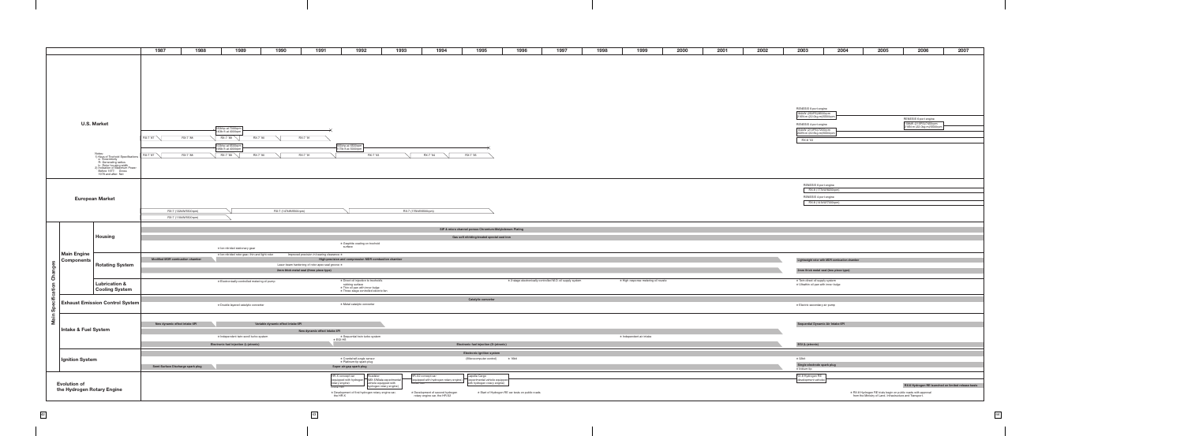| | | | 1987 | 1988 | 1989 | 1990 | 1991 | 1992 | 1993 | 1994 | 1995 | 1996 | 1997 | 1998 | 1999 | 2000 | 2001 | 2002 | 2003 | 2004 | 2005 | 2006 | 2007 |
|---|---|---|---|---|---|---|---|---|---|---|---|---|---|---|---|---|---|---|---|---|---|---|---|
| U.S. Market | | | RX-7 '87 | RX-7 '88 | RX-7 '89 (160hp at 7000rpm, 140lb ft at 4000rpm) | RX-7 '90 | RX-7 '91 | | | | | | | | | | | | RENESIS 6-port engine (184kW (250PS)/8500rpm, 216N·m (22.0kg·m)/5500rpm); RENESIS 4-port engine (184kW (210PS)/7200rpm, 222N·m (22.6kg·m)/5000rpm); RX-8 '03 | | | RENESIS 6-port engine (238kW (212PS)/7500rpm, 211N·m (21.5kg·m)/5000rpm) | |
| | | | RX-7 '87 | RX-7 '88 | RX-7 '89 (160hp at 6500rpm, 140lb ft at 3000rpm) | RX-7 '90 | RX-7 '91 | RX-7 '93 (255hp at 6500rpm, 217lb ft at 5000rpm) | | RX-7 '94 | RX-7 '95 | | | | | | | | | | | | |
| Notes: 1) Keys of Footnote Specifications: a: Gross/Vivity; R: Generating sabos; 3: Torque ratings with; 2) Indication of Maximum Power: Before 1977: Gross; 1978 and after: Net | | | | | | | | | | | | | | | | | | | | | | | |
| European Market | | | RX-7 (150kW/6500rpm); RX-7 (160kW/6500rpm) | | | RX-7 (147kW/6500rpm) | | | | RX-7 (175kW/6500rpm) | | | | | | | | | RENESIS 6-port engine: RX-8 (177kW/8500rpm); RENESIS 4-port engine: RX-8 (141kW/7200rpm) | | | | |
| Main Specification Changes | Main Engine Components | Housing | | | ● Ion-nitrided stationary gear | | | ● Graphite coating on trochoid surface | | SiP & micro channel porous Chromium-Molybdenum Plating; Gas soft nitriding-treated special cast iron | | | | | | | | | | | | | |
| | | Rotating System | Modified MSP combustion chamber | | ● Ion-nitrided rotor gear, thin and light rotor | Improved precision in housing assembly ● Laser beam hardening of rotor apex seal groove ● 2mm thick metal seal (three piece type) | | High-precision and compression MSP combustion chamber | | | | | | | | | | | Lightweight rotor with MSP combustion chamber; 2mm thick metal seal (two piece type) | | | | |
| | Lubrication & Cooling System | | | | ● Electronically controlled metering oil pump | | | ● Direct oil injection to trochoid's rubbing surface; ● Thin oil pan with inner bulge; ● Three-stage controlled electric fan | | | | ● 2-stage electronically controlled M.O. oil supply system | | | ● High response metering oil nozzle | | | | ● Twin direct oil supply system; ● Ultrathin oil pan with inner bulge | | | | |
| Exhaust Emission Control System | | | | | ● Double layered catalytic converter | | | ● Metal catalytic converter | | | Catalytic converter | | | | | | | | ● Electric secondary air pump | | | | |
| Intake & Fuel System | | | New dynamic effect intake SPI | | Variable dynamic effect intake SPI; ● Independent twin scroll turbo system | New dynamic effect intake SPI | | ● Sequential twin turbo system; ● EGI-HS | | | | | | | ● Independent air intake | | | | Sequential Dynamic Air Intake SPI | | | | |
| | | | | | Electronic fuel injection (L-jetronic) | | | | | Electronic fuel injection (D-jetronic) | | | | | | | | | EGI (L-jetronic) | | | | |
| Ignition System | | | Semi-Surface Discharge spark plug | | | | | ● Crankshaft angle sensor; ● Platinum tip spark plug; Super air-gap spark plug | | | Electronic ignition system (Microcomputer control) | ● Wild | | | | | | | ● DSG; Single electrode spark plug; ● Iridium tip | | | | |
| Evolution of the Hydrogen Rotary Engine | | | | | | | HR-X concept car equipped with hydrogen rotary engine; ● Development of first hydrogen rotary engine car, the HR-X | Hydrogen MX-5 (Miata) experimental vehicle equipped with hydrogen rotary engine | HR-X2 concept car equipped with hydrogen rotary engine; ● Development of second hydrogen rotary engine car, the HR-X2 | | Capella Cargo experimental vehicle equipped with hydrogen rotary engine; ● Start of Hydrogen RE car tests on public roads | | | | | | | | RX-8 Hydrogen RE development vehicle | | | RX-8 Hydrogen RE launched on limited release basis; ● RX-8 Hydrogen RE trials begin on public roads with approval from the Ministry of Land, Infrastructure and Transport | |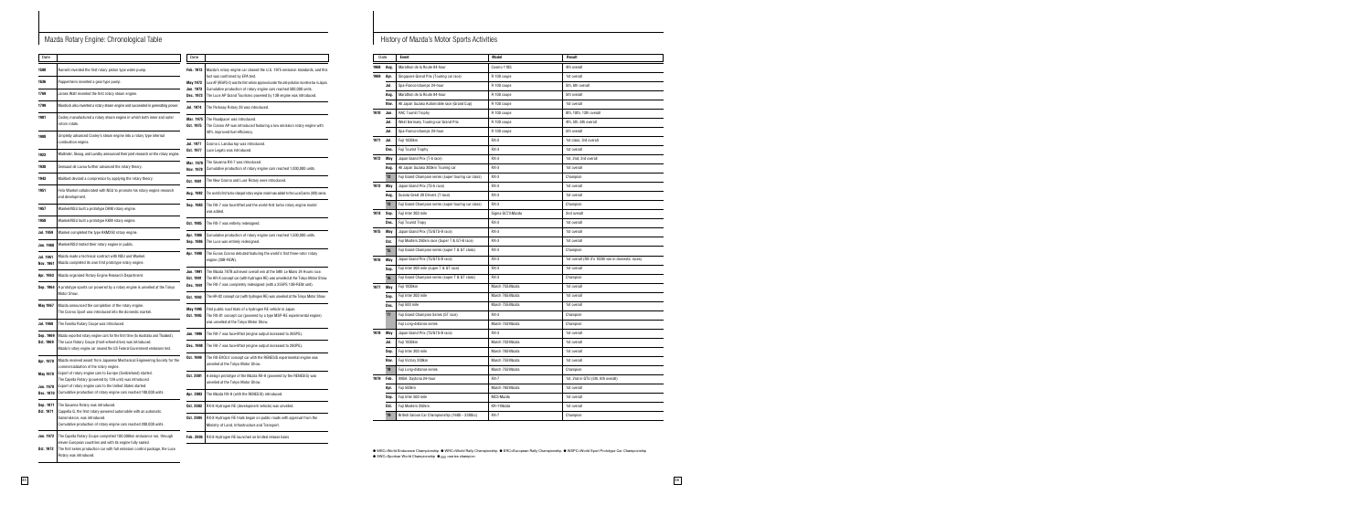## Mazda Rotary Engine: Chronological Table

| Date | |
|---|---|
| 1588 | Ramelli invented the first rotary piston type water pump. |
| 1636 | Pappenheim invented a gear type pump. |
| 1769 | James Watt invented the first rotary steam engine. |
| 1799 | Murdock also invented a rotary steam engine and succeeded in generating power. |
| 1881 | Cooley manufactured a rotary steam engine in which both inner and outer rotors rotate. |
| 1908 | Umpleby advanced Cooley's steam engine into a rotary type internal combustion engine. |
| 1923 | Wallinder, Skoog, and Lundby announced their joint research on the rotary engine. |
| 1926 | Jernaund de Lavna further advanced the rotary theory. |
| 1943 | Maillard devised a compressor by applying the rotary theory. |
| 1951 | Felix Wankel collaborated with NSU to promote his rotary engine research and development. |
| 1957 | Wankel/NSU built a prototype DKM rotary engine. |
| 1958 | Wankel/NSU built a prototype KKM rotary engine. |
| Jul. 1959 | Wankel completed the type KKM250 rotary engine. |
| Jan. 1960 | Wankel/NSU tested their rotary engine in public. |
| Jul. 1961 | Mazda made a technical contract with NSU and Wankel. |
| Nov. 1961 | Mazda completed its own first prototype rotary engine. |
| Apr. 1963 | Mazda organized Rotary Engine Research Department. |
| Sep. 1964 | A prototype sports car powered by a rotary engine is unveiled at the Tokyo Motor Show. |
| May 1967 | Mazda announced the completion of the rotary engine. The Cosmo Sport was introduced into the domestic market. |
| Jul. 1968 | The Familia Rotary Coupe was introduced. |
| Sep. 1969 | Mazda exported rotary cars for the first time (to Australia and Thailand.). |
| Oct. 1969 | The Luce Rotary Coupe (front-wheel-drive) was introduced. Mazda's rotary engine car cleared the US Federal Government emissions test. |
| Apr. 1970 | Mazda received award from Japanese Mechanical Engineering Society for the commercialization of the rotary engine. |
| May 1970 | Export of rotary engine cars to Europe (Switzerland) started. The Capella Rotary (powered by 12A unit) was introduced. |
| Jun. 1970 | Export of rotary engine cars to the United States started. |
| Dec. 1970 | Cumulative production of rotary engine cars reached 100,000 units. |
| Sep. 1971 | The Savanna Rotary was introduced. |
| Oct. 1971 | Cappella G, the first rotary-powered automobile with an automatic transmission, was introduced. Cumulative production of rotary engine cars reached 200,000 units. |
| Jan. 1972 | The Capella Rotary Coupe completed 100,000km endurance run, through eleven European countries and with its engine fully sealed. |
| Oct. 1972 | The first series production car with full emission-control package, the Luce Rotary was introduced. |
| Feb. 1973 | Mazda's rotary engine car cleared the U.S. 1975 emission standards, and this fact was confirmed by EPA test. |
| May 1973 | Luce AP (REAPS-2) was the first vehicle approved under the tax incentive for low-emission vehicles in Japan. |
| Jun. 1973 | Cumulative production of rotary engine cars reached 500,000 units. |
| Dec. 1973 | The Luce AP Grand Touring powered by 13B engine was introduced. |
| Jul. 1974 | The Parkway Rotary 26 was introduced. |
| Mar. 1975 | The Roadpacer was introduced. |
| Oct. 1975 | The Cosmo AP was introduced featuring a low emission rotary engine with 40% improved fuel efficiency. |
| Jul. 1977 | Cosmo L Landau top was introduced. |
| Oct. 1977 | Luce Legato was introduced. |
| Mar. 1978 | The Savanna RX-7 was introduced. |
| Nov. 1978 | Cumulative production of rotary engine cars reached 1,000,000 units. |
| Oct. 1981 | The New Cosmo and Luce Rotary were introduced. |
| Aug. 1982 | The world's first turbo-charged rotary engine model was added to the Luce/Cosmo (6PI) series. |
| Sep. 1983 | The RX-7 was face-lifted and the world-first turbo rotary engine model was added. |
| Oct. 1985 | The RX-7 was entirely redesigned. |
| Apr. 1986 | Cumulative production of rotary engine cars reached 1,500,000 units. |
| Sep. 1986 | The Luce was entirely redesigned. |
| Apr. 1990 | The Eunos Cosmo debuted featuring the world's first three-rotor rotary engine (280-PS/W). |
| Jun. 1991 | The Mazda 787B achieved overall win at the 59th Le Mans 24 Hours race. |
| Oct. 1991 | The HR-X concept car (with hydrogen RE) was unveiled at the Tokyo Motor Show. |
| Dec. 1991 | The RX-7 was completely redesigned (with a 255PS 13B-REW unit). |
| Oct. 1993 | The HR-X2 concept car (with hydrogen RE) was unveiled at the Tokyo Motor Show. |
| May 1995 | First public road trials of a hydrogen RE vehicle in Japan. |
| Oct. 1995 | The RX-01 concept car (powered by a type MSP-RE experimental engine) was unveiled at the Tokyo Motor Show. |
| Jan. 1996 | The RX-7 was face-lifted (engine output increased to 265PS). |
| Dec. 1998 | The RX-7 was face-lifted (engine output increased to 280PS). |
| Oct. 1999 | The RX-EVOLV concept car (with the RENESIS experimental engine was unveiled at the Tokyo Motor Show. |
| Oct. 2001 | A design prototype of the Mazda RX-8 (powered by the RENESIS) was unveiled at the Tokyo Motor Show. |
| Apr. 2003 | The Mazda RX-8 (with the RENESIS) introduced. |
| Oct. 2003 | RX-8 Hydrogen RE (development vehicle) was unveiled. |
| Oct. 2004 | RX-8 Hydrogen RE trials began on public roads with approval from the Ministry of Land, Infrastructure and Transport. |
| Feb. 2006 | RX-8 Hydrogen RE launched on limited release basis |

## History of Mazda's Motor Sports Activities

| Date | | Event | Model | Result |
|---|---|---|---|---|
| 1968 | Aug. | Marathon de la Route 84-hour | Cosmo 110S | 4th overall |
| 1969 | Apr. | Singapore Grand Prix (Touring car race) | R 100 coupe | 1st overall |
| | Jul. | Spa-Francorchamps 24-hour | R 100 coupe | 5th, 6th overall |
| | Aug. | Marathon de la Route 84-hour | R 100 coupe | 5th overall |
| | Nov. | All Japan Suzuka Automobile race (Grand Cup) | R 100 coupe | 1st overall |
| 1970 | Jan. | RAC Tourist Trophy | R 100 coupe | 8th, 10th, 12th overall |
| | Jul. | West Germany Touring-car Grand Prix | R 100 coupe | 4th, 5th, 6th overall |
| | Jul. | Spa-Francorchamps 24-hour | R 100 coupe | 5th overall |
| 1971 | Jul. | Fuji 1000km | RX-3 | 1st class, 3rd overall |
| | Dec. | Fuji Tourist Trophy | RX-3 | 1st overall |
| 1972 | May | Japan Grand Prix (TS race) | RX-3 | 1st, 2nd, 3rd overall |
| | Aug. | All Japan Suzuka 300km Touring car | RX-3 | 1st overall |
| | TS | Fuji Grand Champion series (super touring car class) | RX-3 | Champion |
| 1973 | May | Japan Grand Prix (TS-b race) | RX-3 | 1st overall |
| | Aug. | Suzuka Great 20 Drivers (T-race) | RX-3 | 1st overall |
| | TS | Fuji Grand Champion series (super touring car class) | RX-3 | Champion |
| 1974 | Sep. | Fuji Inter 200 mile | Sigma GC73/Mazda | 2nd overall |
| | Dec. | Fuji Tourist Trophy | RX-3 | 1st overall |
| 1975 | May | Japan Grand Prix (TS/GTS-B race) | RX-3 | 1st overall |
| | Oct. | Fuji Masters 250km race (Super T & GT-B race) | RX-3 | 1st overall |
| | TS | Fuji Grand Champion series (super T & GT class) | RX-3 | Champion |
| 1976 | May | Japan Grand Prix (TS/GTS-B race) | RX-3 | 1st overall (RX-3's 100th win in domestic races) |
| | Sep. | Fuji Inter 200 mile (super T & GT race) | RX-3 | 1st overall |
| | TS | Fuji Grand Champion series (super T & GT class) | RX-3 | Champion |
| 1977 | May | Fuji 1000km | March 75S/Mazda | 1st overall |
| | Sep. | Fuji Inter 200 mile | March 76S/Mazda | 1st overall |
| | Dec. | Fuji 500 Mile | March 76S/Mazda | 1st overall |
| | TS | Fuji Grand Champion Series (GT race) | RX-3 | Champion |
| | | Fuji Long-distance series | March 75S/Mazda | Champion |
| 1978 | May | Japan Grand Prix (TS/GTS-B race) | RX-3 | 1st overall |
| | Jul. | Fuji 1000km | March 75S/Mazda | 1st overall |
| | Sep. | Fuji Inter 200 mile | March 75S/Mazda | 1st overall |
| | Nov. | Fuji Victory 200km | March 75S/Mazda | 1st overall |
| | TS | Fuji Long-distance series | March 75S/Mazda | Champion |
| 1979 | Feb. | IMSA, Daytona 24-hour | RX-7 | 1st, 2nd in GTU (5th, 6th overall) |
| | Apr. | Fuji 500km | March 75S/Mazda | 1st overall |
| | Sep. | Fuji Inter 500 mile | MCS/Mazda | 1st overall |
| | Oct. | Fuji Masters 250km | KR-1/Mazda | 1st overall |
| | TS | British Saloon Car Championship (1600 ~ 2300cc) | RX-7 | Champion |

● WEC=World Endurance Championship ● WRC=World Rally Championship ● ERC=European Rally Championship ● WSPC=World Sport Prototype Car Championship
● SWC=Sportcar World Championship ● TS means champion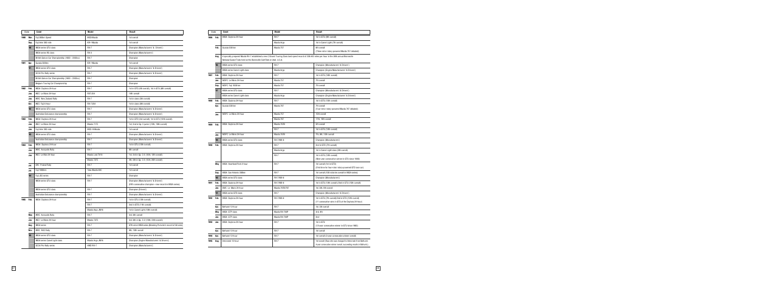| Date | | Event | Model | Result |
|---|---|---|---|---|
| 1980 | Mar. | Fuji Hi8km Speed | RX33 Mazda | 1st overall |
| | Sep. | Fuji Inter 200 mile | KR-1 Mazda | 1st overall |
| | '80 | IMSA series GTU class | RX-7 | Champion (Manufacturers' & Drivers') |
| | | IMSA series RS class | RX-3 | Champion (Manufacturers') |
| | | British Saloon Car Championship (1602 – 2300cc) | RX-7 | Champion |
| 1981 | Apr. | Suzuka 500km | KR-1 Mazda | 1st overall |
| | '81 | IMSA series GTU class | RX-7 | Champion (Manufacturers' & Drivers') |
| | | SCCA Pro Rally series | RX-7 | Champion (Manufacturers' & Drivers') |
| | | British Saloon Car Championship (1602 – 2300cc) | RX-7 | Champion |
| | | Belgium Touring Car Championship | RX-7 | Champion |
| 1982 | Feb. | IMSA Daytona 24-hour | RX-7 | 1st in GTO (4th overall), 1st in GTU (6th overall) |
| | Jun. | WEC Le Mans 24-hour | RX7 254 | 14th overall |
| | Jun. | WRC New Zealand Rally | RX-7 | 1st in class (5th overall) |
| | Oct. | WEC Fuji 6-hour | RX-7 254 | 1st in class (6th overall) |
| | '82 | IMSA series GTU class | RX-7 | Champion (Manufacturers' & Drivers') |
| | | Australian Endurance championship | RX-7 | Champion (Manufacturers' & Drivers') |
| 1983 | Feb. | IMSA Daytona 24-hour | RX-7 | 1st in GTO (3rd overall), 1st in GTU (10th overall) |
| | Jun. | WEC Le Mans 24-hour | Mazda 717C | 1st, 2nd in Gp. C-junior (12th, 18th overall) |
| | Jun. | Fuji Inter 200 mile | MCS 3I Mazda | 1st overall |
| | '83 | IMSA series GTU class | RX-7 | Champion (Manufacturers' & Drivers') |
| | | Australian Endurance championship | RX-7 | Champion (Manufacturers' & Drivers') |
| 1984 | Feb. | IMSA Daytona 24-hour | RX-7 | 1st in GTU (12th overall) |
| | Jun. | WRC Acropolis Rally | RX-7 | 6th overall |
| | Jun. | WEC Le Mans 24-hour | Mazda Lola T616 | 1st, 3rd in Gp. C-2 (10th, 13th overall) |
| | | | Mazda 727C | 4th, 6th in Gp. C-2 (15th, 20th overall) |
| | Jul. | ERC Poland Rally | RX-7 | 1st overall |
| | Jul. | Fuji 1000km | Taku Mazda 83C | 1st overall |
| | '84 | Fuji 200 series | RX-7 | Champion |
| | | IMSA series GTU class | RX-7 | Champion (Manufacturers' & Drivers')<br>(Fifth consecutive champion—new record in IMSA series) |
| | | IMSA series GTU class | RX-7 | Champion (Drivers') |
| | | Australian Endurance championship | RX-7 | Champion (Manufacturers' & Drivers') |
| 1985 | Feb. | IMSA Daytona 24-hour | RX-7 | 1st in GTU (12th overall) |
| | | | RX-7 | 2nd in GTU (11th overall) |
| | | | Mazda Argo JM16 | 1st in Camel Light (10th overall) |
| | May | WRC Acropolis Rally | RX-7 | 3rd, 4th overall |
| | Jun. | WEC Le Mans 24-hour | Mazda 737C | 3rd, 6th in Gp. C-2 (19th, 24th overall) |
| | Aug. | IMSA series | RX-7 | 67th win in IMSA series (Breaking Porsche's record of 66 wins) |
| | Nov. | WRC RAC Rally | RX-7 | 9th, 10th overall |
| | '85 | IMSA series GTU class | RX-7 | Champion (Manufacturers' & Drivers') |
| | | IMSA series Camel Light class | Mazda Argo JM16 | Champion (Engine Manufacturers' & Drivers') |
| | | SCCA Pro Rally series | 4WD RX-7 | Champion (Manufacturers') |

| Date | | Event | Model | Result |
|---|---|---|---|---|
| 1986 | Feb. | IMSA Daytona 24-hour | RX-7 | 1st in GTU (8th overall) |
| | | | Mazda Argo | 1st in Camel Light (7th overall) |
| | Feb. | Suzuka 500 km | Mazda 757 | 8th overall<br>(Three-rotor rotary-powered Mazda 757 debuted) |
| | Aug. | A specially prepared Mazda RX-7 established a new C/Grand Touring Class land speed record of 238.442 miles per hour in the 38th annual Bonneville National Speed Trials held on the Bonneville Salt Flats in Utah, U.S.A. | | |
| | '86 | IMSA series GTU class | RX-7 | Champion (Manufacturers' & Drivers') |
| | | IMSA series Camel Light class | Mazda Argo | Champion (Engine Manufacturers' & Drivers') |
| 1987 | Feb. | IMSA Daytona 24-hour | RX-7 | 1st in GTU (10th overall) |
| | Jun. | WSPC Le Mans 24-hour | Mazda 757 | 7th overall |
| | Sep. | WSPC Fuji 1000 km | Mazda 757 | 7th overall |
| | '87 | IMSA series GTU class | RX-7 | Champion (Manufacturers' & Drivers') |
| | | IMSA series Camel Light class | Mazda Argo | Champion (Engine Manufacturers' & Drivers') |
| 1988 | Feb. | IMSA Daytona 24-hour | RX-7 | 1st in GTU (15th overall) |
| | Apr. | Suzuka 500 km | Mazda 767 | 7th overall<br>(Four-rotor rotary-powered Mazda 767 debuted) |
| | Jun. | WSPC Le Mans 24-hour | Mazda 757 | 15th overall |
| | | | Mazda 767 | 17th, 19th overall |
| 1989 | Feb. | IMSA Daytona 24-hour | Mazda 767B | 5th overall |
| | | | RX-7 | 1st in GTU (13th overall) |
| | Jun. | WSPC Le Mans 24-hour | Mazda 767B | 7th, 9th, 12th overall |
| | '89 | IMSA series GTU class | RX-7/MX-6 | Champion (Manufacturers') |
| 1990 | Feb. | IMSA Daytona 24-hour | RX-7 | 2nd in GTO (7th overall) |
| | | | Mazda Argo | 1st in Camel Light class (9th overall) |
| | | | RX-7 | 1st in GTU (10th overall)<br>(Nine-year consecutive winner in GTU since 1982) |
| | May | IMSA Heartland Park 2-hour | RX-7 | 1st overall (1st in GTO)<br>(First time for four-rotor rotary-powered GTO race car) |
| | Sep. | IMSA San Antonio 300km | RX-7 | 1st overall (100 victories overall in IMSA series) |
| | '90 | IMSA series GTU class | RX-7/MX-6 | Champion (Manufacturers') |
| 1991 | Feb. | IMSA Daytona 24-hour | RX-7/MX-6 | 1st in GTU (13th overall) 2nd in GTU (16th overall) |
| | Jun. | SWC Le Mans 24-hour | Mazda 787B/787 | 1st, 6th, 8th overall |
| | '91 | IMSA series GTO class | RX-7 | Champion (Manufacturers' & Drivers') |
| 1992 | Feb. | IMSA Daytona 24-hour | RX-7/MX-6 | 1st in GTU (7th overall) 2nd in GTU (17th overall)<br>(11 consecutive wins in GTU at the Daytona 24-hour) |
| | Apr. | Bathurst 12-hour | RX-7 | 1st, 5th overall |
| | May | IMSA GTP class | Mazda RX-792P | 3rd, 4th |
| | Jun. | IMSA GTP class | Mazda RX-792P | 2nd |
| 1993 | Jan. | IMSA Daytona 24-hour | RX-7 | 1st in GTU<br>(12-year consecutive winner in GTU since 1982) |
| | Apr. | Bathurst 12-hour | RX-7 | 1st overall |
| 1994 | Apr. | Bathurst 12-hour | RX-7 | 1st overall (3-year consecutive winner overall) |
| 1995 | Aug. | Interceeds 12-hour | RX-7 | 1st overall (Race site was changed to Interceeds from Bathurst.<br>4-year consecutive winner overall, succeeding results in Bathurst.) |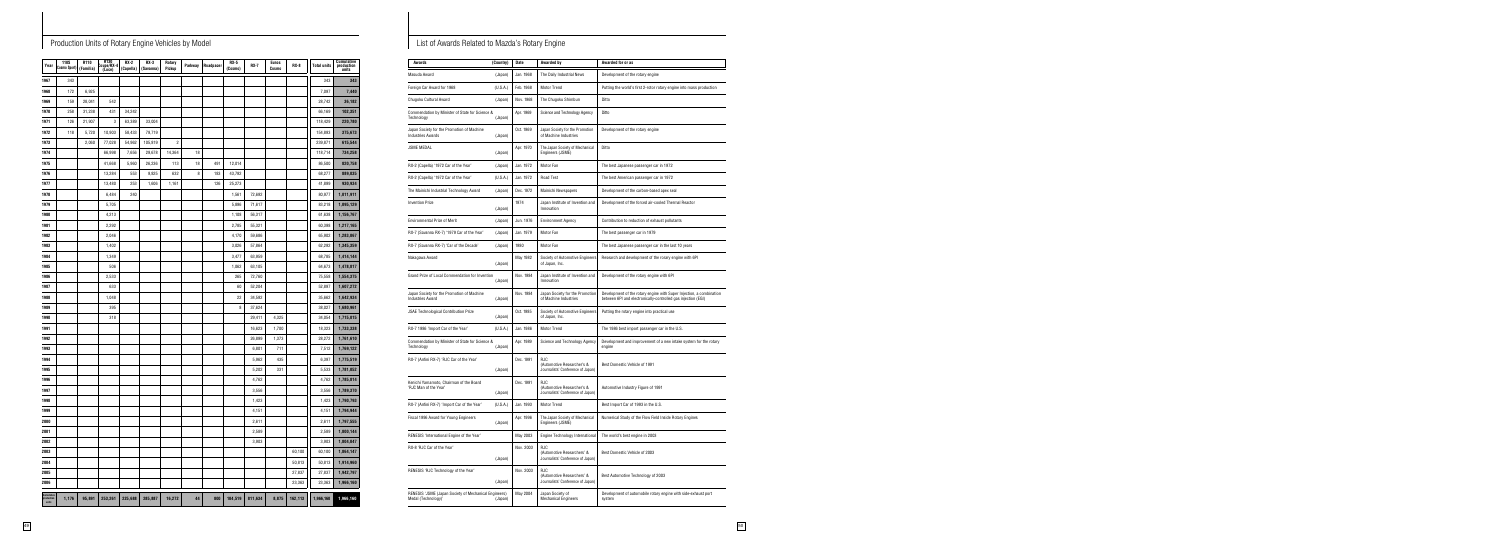## Production Units of Rotary Engine Vehicles by Model

| Year | 110S (Cosmo Sport) | R100 (Familia) | R130 Coupe/RX-4 (Luce) | RX-2 (Capella) | RX-3 (Savanna) | Rotary Pickup | Parkway | Roadpacer | RX-5 (Cosmo) | RX-7 | Eunos Cosmo | RX-8 | Total units | Cumulative production units |
|---|---|---|---|---|---|---|---|---|---|---|---|---|---|---|
| 1967 | 343 | | | | | | | | | | | | 343 | 343 |
| 1968 | 176 | 6,905 | | | | | | | | | | | 7,081 | 7,424 |
| 1969 | 158 | 28,041 | 542 | | | | | | | | | | 28,741 | 36,165 |
| 1970 | 258 | 21,228 | 431 | 34,252 | | | | | | | | | 56,169 | 92,334 |
| 1971 | 126 | 21,902 | 3 | 63,309 | 33,609 | | | | | | | | 118,949 | 211,283 |
| 1972 | 116 | 5,720 | 18,953 | 38,630 | 79,779 | | | | | | | | 143,198 | 354,481 |
| 1973 | | 2,060 | 77,629 | 34,662 | 105,619 | 2 | | | | | | | 219,972 | 574,453 |
| 1974 | | | 66,500 | 7,656 | 29,678 | 14,364 | 18 | | | | | | 118,216 | 692,669 |
| 1975 | | | 41,448 | 5,960 | 26,335 | 113 | 15 | 491 | 12,014 | | | | 86,376 | 779,045 |
| 1976 | | | 13,249 | 510 | 9,625 | 972 | 9 | 193 | 53,709 | | | | 78,277 | 857,322 |
| 1977 | | | 13,430 | 253 | 1,669 | 1,161 | | 136 | 25,273 | | | | 41,922 | 899,244 |
| 1978 | | | 8,459 | 262 | | | | | 1,567 | 72,683 | | | 82,971 | 982,215 |
| 1979 | | | 5,735 | | | | | | 5,895 | 71,617 | | | 83,247 | 1,065,462 |
| 1980 | | | 4,212 | | | | | | 1,189 | 56,217 | | | 61,618 | 1,127,080 |
| 1981 | | | 2,390 | | | | | | 2,765 | 55,251 | | | 60,406 | 1,187,486 |
| 1982 | | | 2,098 | | | | | | 4,170 | 59,686 | | | 65,954 | 1,253,440 |
| 1983 | | | 1,452 | | | | | | 2,028 | 57,864 | | | 61,344 | 1,314,784 |
| 1984 | | | 1,348 | | | | | | 3,477 | 63,956 | | | 68,781 | 1,383,565 |
| 1985 | | | 938 | | | | | | 1,862 | 60,165 | | | 62,965 | 1,446,530 |
| 1986 | | | 2,533 | | | | | | 395 | 72,783 | | | 75,711 | 1,522,241 |
| 1987 | | | 932 | | | | | | 65 | 58,284 | | | 59,281 | 1,581,522 |
| 1988 | | | 1,048 | | | | | | 22 | 54,583 | | | 55,653 | 1,637,175 |
| 1989 | | | 395 | | | | | | 6 | 37,628 | | | 38,029 | 1,675,204 |
| 1990 | | | 318 | | | | | | | 29,411 | 4,235 | | 33,964 | 1,709,168 |
| 1991 | | | | | | | | | | 16,923 | 1,780 | | 18,703 | 1,727,871 |
| 1992 | | | | | | | | | | 26,999 | 1,274 | | 28,273 | 1,756,144 |
| 1993 | | | | | | | | | | 6,801 | 711 | | 7,512 | 1,763,656 |
| 1994 | | | | | | | | | | 5,863 | 425 | | 6,288 | 1,769,944 |
| 1995 | | | | | | | | | | 5,263 | 331 | | 5,594 | 1,775,538 |
| 1996 | | | | | | | | | | 4,763 | | | 4,763 | 1,780,301 |
| 1997 | | | | | | | | | | 3,666 | | | 3,666 | 1,783,967 |
| 1998 | | | | | | | | | | 1,423 | | | 1,423 | 1,785,390 |
| 1999 | | | | | | | | | | 4,151 | | | 4,151 | 1,789,541 |
| 2000 | | | | | | | | | | 2,611 | | | 2,611 | 1,792,152 |
| 2001 | | | | | | | | | | 2,589 | | | 2,589 | 1,794,741 |
| 2002 | | | | | | | | | | 3,863 | | | 3,863 | 1,798,604 |
| 2003 | | | | | | | | | | | | 60,100 | 60,100 | 1,858,704 |
| 2004 | | | | | | | | | | | | 50,813 | 50,813 | 1,909,517 |
| 2005 | | | | | | | | | | | | 27,837 | 27,837 | 1,937,354 |
| 2006 | | | | | | | | | | | | 23,963 | 23,963 | 1,961,317 |
| Cumulative production units | 1,176 | 95,891 | 233,057 | 225,449 | 285,667 | 14,273 | 44 | 800 | 104,379 | 811,634 | 8,875 | 162,713 | 1,966,760 | 1,966,760 |

## List of Awards Related to Mazda's Rotary Engine

| Awards (Country) | Date | Awarded by | Awarded for or as |
|---|---|---|---|
| Mainichi Award (Japan) | Jan. 1968 | The Daily Industrial News | Development of the rotary engine |
| Foreign Car Award for 1968 (U.S.A.) | Feb. 1968 | Motor Trend | Putting the world's first 2-rotor rotary engine into mass production |
| Chugoku Cultural Award (Japan) | Nov. 1968 | The Chugoku Shimbun | Ditto |
| Commendation by Minister of State for Science & Technology (Japan) | Apr. 1969 | Science and Technology Agency | Ditto |
| Japan Society for the Promotion of Machine Industries Awards (Japan) | Oct. 1969 | Japan Society for the Promotion of Machine Industries | Development of the rotary engine |
| JSME MEDAL (Japan) | Apr. 1970 | The Japan Society of Mechanical Engineers (JSME) | Ditto |
| RX-2 (Capella) "1972 Car of the Year" (Japan) | Jan. 1972 | Motor Fan | The best Japanese passenger car in 1972 |
| RX-2 (Capella) "1972 Car of the Year" (U.S.A.) | Jan. 1972 | Road Test | The best American passenger car in 1972 |
| The Mainichi Industrial Technology Award (Japan) | Dec. 1972 | Mainichi Newspapers | Development of the carbon-based apex seal |
| Invention Prize (Japan) | 1974 | Japan Institute of Invention and Innovation | Development of the forced air-cooled Thermal Reactor |
| Environmental Prize of Merit (Japan) | Jun. 1976 | Environment Agency | Contribution to reduction of exhaust pollutants |
| RX-7 (Savanna RX-7) "1978 Car of the Year" (Japan) | Jan. 1979 | Motor Fan | The best passenger car in 1978 |
| RX-7 (Savanna RX-7) "Car of the Decade" (Japan) | 1980 | Motor Fan | The best Japanese passenger car in the last 10 years |
| Nakagawa Award (Japan) | May 1982 | Society of Automotive Engineers of Japan, Inc. | Research and development of the rotary engine with 6PI |
| Grand Prize of Local Commendation for Invention (Japan) | Nov. 1984 | Japan Institute of Invention and Innovation | Development of the rotary engine with 6PI |
| Japan Society for the Promotion of Machine Industries Award (Japan) | Nov. 1984 | Japan Society for the Promotion of Machine Industries | Development of the rotary engine with Super Injection, a combination between 6PI and electronically-controlled gas injection (EGI) |
| JSAE Technological Contribution Prize (Japan) | Oct. 1985 | Society of Automotive Engineers of Japan, Inc. | Putting the rotary engine into practical use |
| RX-7 1986 "Import Car of the Year" (U.S.A.) | Jan. 1986 | Motor Trend | The 1986 best import passenger car in the U.S. |
| Commendation by Minister of State for Science & Technology (Japan) | Apr. 1989 | Science and Technology Agency | Development and improvement of a new intake system for the rotary engine |
| RX-7 (Ɛfini RX-7) "RJC Car of the Year" (Japan) | Dec. 1991 | RJC (Automotive Researchers' & Journalists' Conference of Japan) | Best Domestic Vehicle of 1991 |
| Kenichi Yamamoto, Chairman of the Board "RJC Man of the Year" (Japan) | Dec. 1991 | RJC (Automotive Researchers' & Journalists' Conference of Japan) | Automotive Industry Figure of 1991 |
| RX-7 (Ɛfini RX-7) "Import Car of the Year" (U.S.A.) | Jan. 1993 | Motor Trend | Best Import Car of 1993 in the U.S. |
| Fiscal 1996 Award for Young Engineers (Japan) | Apr. 1996 | The Japan Society of Mechanical Engineers (JSME) | Numerical Study of the Flow Field Inside Rotary Engine |
| RENESIS "International Engine of the Year" | May 2003 | Engine Technology International | The world's best engine in 2003 |
| RX-8 "RJC Car of the Year" (Japan) | Nov. 2003 | RJC (Automotive Researchers' & Journalists' Conference of Japan) | Best Domestic Vehicle of 2003 |
| RENESIS "RJC Technology of the Year" (Japan) | Nov. 2003 | RJC (Automotive Researchers' & Journalists' Conference of Japan) | Best Automotive Technology of 2003 |
| RENESIS "JSME (Japan Society of Mechanical Engineers) Medal (Technology)" (Japan) | May 2004 | Japan Society of Mechanical Engineers | Development of automobile rotary engine with side-exhaust port system |